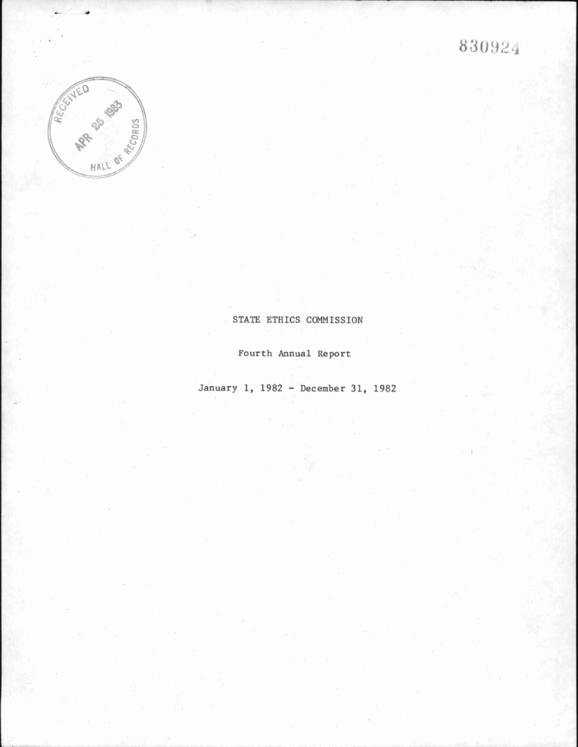830924

RECEIVED APR 25 1983 HALL OF RECORDS

# STATE ETHICS COMMISSION

Fourth Annual Report

January 1, 1982 - December 31, 1982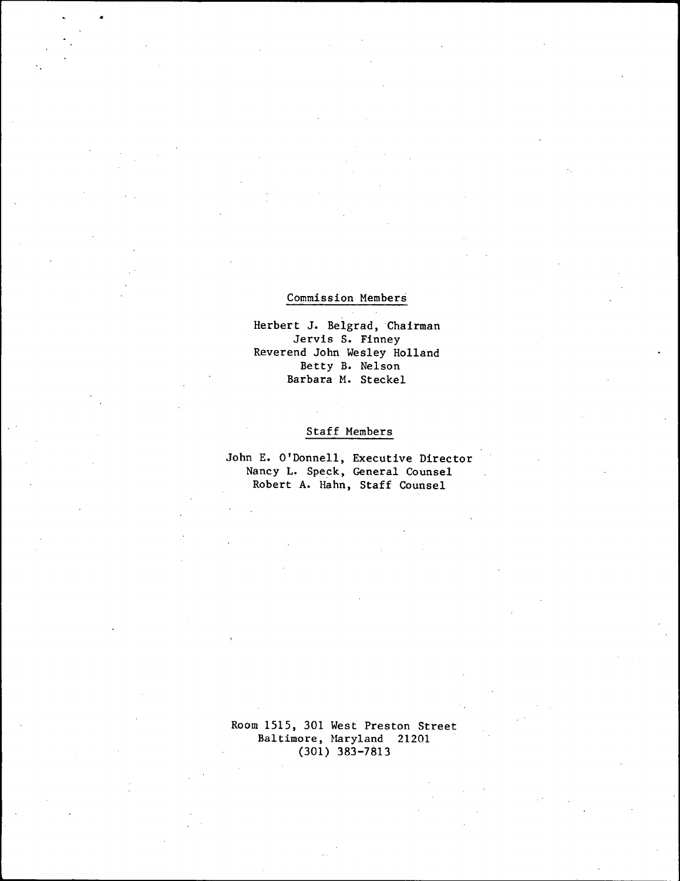## Commission Members

Herbert J. Belgrad, Chairman
Jervis S. Finney
Reverend John Wesley Holland
Betty B. Nelson
Barbara M. Steckel

## Staff Members

John E. O'Donnell, Executive Director
Nancy L. Speck, General Counsel
Robert A. Hahn, Staff Counsel

Room 1515, 301 West Preston Street
Baltimore, Maryland 21201
(301) 383-7813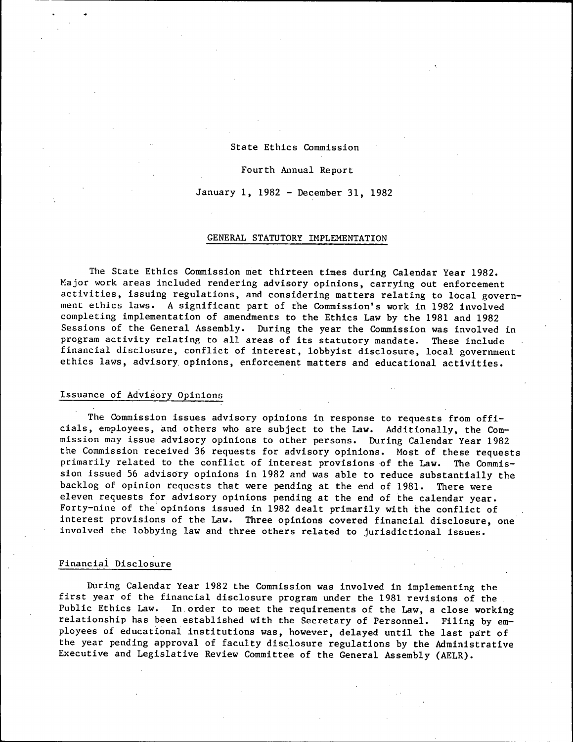State Ethics Commission

Fourth Annual Report

January 1, 1982 - December 31, 1982

## GENERAL STATUTORY IMPLEMENTATION

The State Ethics Commission met thirteen times during Calendar Year 1982. Major work areas included rendering advisory opinions, carrying out enforcement activities, issuing regulations, and considering matters relating to local government ethics laws. A significant part of the Commission's work in 1982 involved completing implementation of amendments to the Ethics Law by the 1981 and 1982 Sessions of the General Assembly. During the year the Commission was involved in program activity relating to all areas of its statutory mandate. These include financial disclosure, conflict of interest, lobbyist disclosure, local government ethics laws, advisory opinions, enforcement matters and educational activities.

### Issuance of Advisory Opinions

The Commission issues advisory opinions in response to requests from officials, employees, and others who are subject to the Law. Additionally, the Commission may issue advisory opinions to other persons. During Calendar Year 1982 the Commission received 36 requests for advisory opinions. Most of these requests primarily related to the conflict of interest provisions of the Law. The Commission issued 56 advisory opinions in 1982 and was able to reduce substantially the backlog of opinion requests that were pending at the end of 1981. There were eleven requests for advisory opinions pending at the end of the calendar year. Forty-nine of the opinions issued in 1982 dealt primarily with the conflict of interest provisions of the Law. Three opinions covered financial disclosure, one involved the lobbying law and three others related to jurisdictional issues.

### Financial Disclosure

During Calendar Year 1982 the Commission was involved in implementing the first year of the financial disclosure program under the 1981 revisions of the Public Ethics Law. In order to meet the requirements of the Law, a close working relationship has been established with the Secretary of Personnel. Filing by employees of educational institutions was, however, delayed until the last part of the year pending approval of faculty disclosure regulations by the Administrative Executive and Legislative Review Committee of the General Assembly (AELR).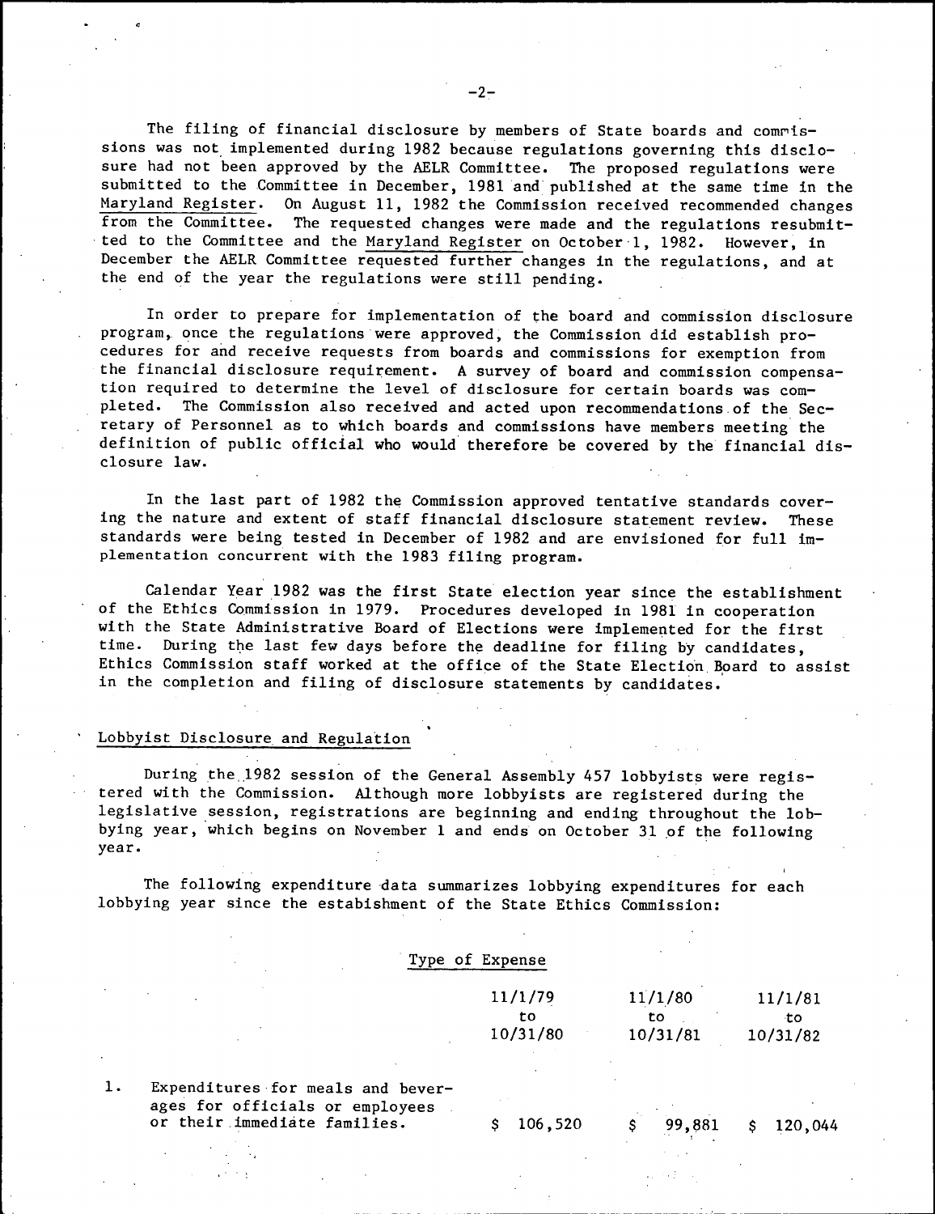The filing of financial disclosure by members of State boards and commissions was not implemented during 1982 because regulations governing this disclosure had not been approved by the AELR Committee. The proposed regulations were submitted to the Committee in December, 1981 and published at the same time in the Maryland Register. On August 11, 1982 the Commission received recommended changes from the Committee. The requested changes were made and the regulations resubmitted to the Committee and the Maryland Register on October 1, 1982. However, in December the AELR Committee requested further changes in the regulations, and at the end of the year the regulations were still pending.

In order to prepare for implementation of the board and commission disclosure program, once the regulations were approved, the Commission did establish procedures for and receive requests from boards and commissions for exemption from the financial disclosure requirement. A survey of board and commission compensation required to determine the level of disclosure for certain boards was completed. The Commission also received and acted upon recommendations of the Secretary of Personnel as to which boards and commissions have members meeting the definition of public official who would therefore be covered by the financial disclosure law.

In the last part of 1982 the Commission approved tentative standards covering the nature and extent of staff financial disclosure statement review. These standards were being tested in December of 1982 and are envisioned for full implementation concurrent with the 1983 filing program.

Calendar Year 1982 was the first State election year since the establishment of the Ethics Commission in 1979. Procedures developed in 1981 in cooperation with the State Administrative Board of Elections were implemented for the first time. During the last few days before the deadline for filing by candidates, Ethics Commission staff worked at the office of the State Election Board to assist in the completion and filing of disclosure statements by candidates.

## Lobbyist Disclosure and Regulation

During the 1982 session of the General Assembly 457 lobbyists were registered with the Commission. Although more lobbyists are registered during the legislative session, registrations are beginning and ending throughout the lobbying year, which begins on November 1 and ends on October 31 of the following year.

The following expenditure data summarizes lobbying expenditures for each lobbying year since the estabishment of the State Ethics Commission:

| Type of Expense | 11/1/79 to 10/31/80 | 11/1/80 to 10/31/81 | 11/1/81 to 10/31/82 |
|---|---|---|---|
| 1. Expenditures for meals and beverages for officials or employees or their immediate families. | $ 106,520 | $ 99,881 | $ 120,044 |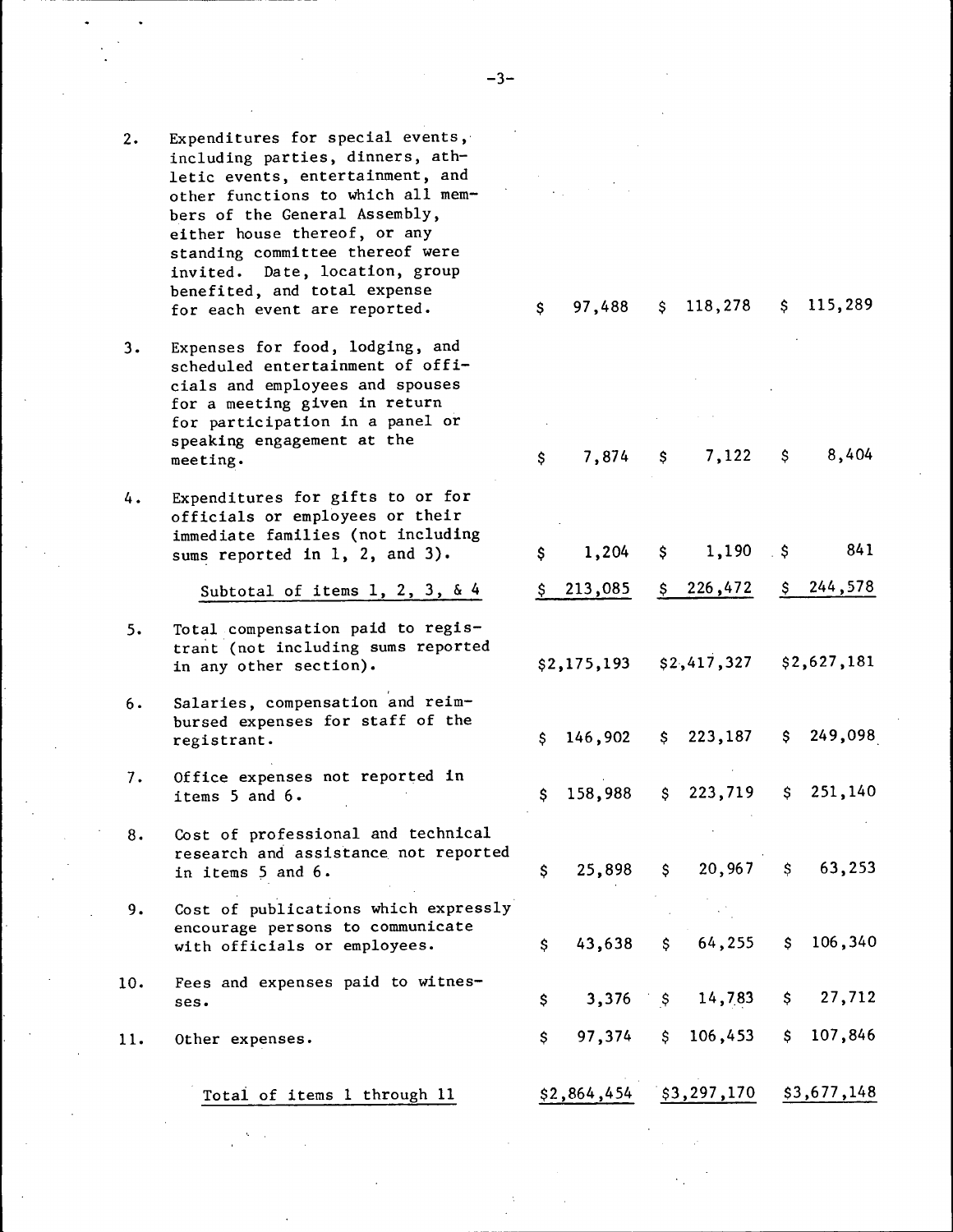| | | | | |
|---|---|---|---|---|
| 2. | Expenditures for special events, including parties, dinners, athletic events, entertainment, and other functions to which all members of the General Assembly, either house thereof, or any standing committee thereof were invited. Date, location, group benefited, and total expense for each event are reported. | $ 97,488 | $ 118,278 | $ 115,289 |
| 3. | Expenses for food, lodging, and scheduled entertainment of officials and employees and spouses for a meeting given in return for participation in a panel or speaking engagement at the meeting. | $ 7,874 | $ 7,122 | $ 8,404 |
| 4. | Expenditures for gifts to or for officials or employees or their immediate families (not including sums reported in 1, 2, and 3). | $ 1,204 | $ 1,190 | $ 841 |
| | Subtotal of items 1, 2, 3, & 4 | $ 213,085 | $ 226,472 | $ 244,578 |
| 5. | Total compensation paid to registrant (not including sums reported in any other section). | $2,175,193 | $2,417,327 | $2,627,181 |
| 6. | Salaries, compensation and reimbursed expenses for staff of the registrant. | $ 146,902 | $ 223,187 | $ 249,098 |
| 7. | Office expenses not reported in items 5 and 6. | $ 158,988 | $ 223,719 | $ 251,140 |
| 8. | Cost of professional and technical research and assistance not reported in items 5 and 6. | $ 25,898 | $ 20,967 | $ 63,253 |
| 9. | Cost of publications which expressly encourage persons to communicate with officials or employees. | $ 43,638 | $ 64,255 | $ 106,340 |
| 10. | Fees and expenses paid to witnesses. | $ 3,376 | $ 14,783 | $ 27,712 |
| 11. | Other expenses. | $ 97,374 | $ 106,453 | $ 107,846 |
| | Total of items 1 through 11 | $2,864,454 | $3,297,170 | $3,677,148 |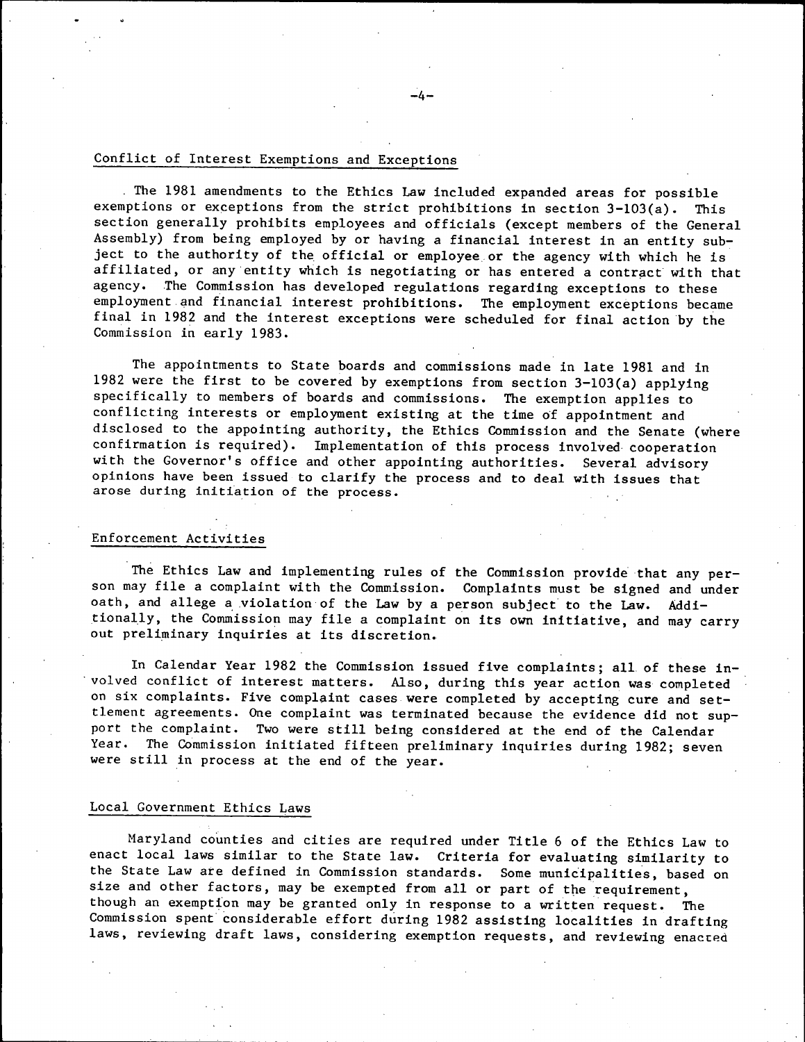## Conflict of Interest Exemptions and Exceptions

The 1981 amendments to the Ethics Law included expanded areas for possible exemptions or exceptions from the strict prohibitions in section 3-103(a). This section generally prohibits employees and officials (except members of the General Assembly) from being employed by or having a financial interest in an entity subject to the authority of the official or employee or the agency with which he is affiliated, or any entity which is negotiating or has entered a contract with that agency. The Commission has developed regulations regarding exceptions to these employment and financial interest prohibitions. The employment exceptions became final in 1982 and the interest exceptions were scheduled for final action by the Commission in early 1983.

The appointments to State boards and commissions made in late 1981 and in 1982 were the first to be covered by exemptions from section 3-103(a) applying specifically to members of boards and commissions. The exemption applies to conflicting interests or employment existing at the time of appointment and disclosed to the appointing authority, the Ethics Commission and the Senate (where confirmation is required). Implementation of this process involved cooperation with the Governor's office and other appointing authorities. Several advisory opinions have been issued to clarify the process and to deal with issues that arose during initiation of the process.

## Enforcement Activities

The Ethics Law and implementing rules of the Commission provide that any person may file a complaint with the Commission. Complaints must be signed and under oath, and allege a violation of the Law by a person subject to the Law. Additionally, the Commission may file a complaint on its own initiative, and may carry out preliminary inquiries at its discretion.

In Calendar Year 1982 the Commission issued five complaints; all of these involved conflict of interest matters. Also, during this year action was completed on six complaints. Five complaint cases were completed by accepting cure and settlement agreements. One complaint was terminated because the evidence did not support the complaint. Two were still being considered at the end of the Calendar Year. The Commission initiated fifteen preliminary inquiries during 1982; seven were still in process at the end of the year.

## Local Government Ethics Laws

Maryland counties and cities are required under Title 6 of the Ethics Law to enact local laws similar to the State law. Criteria for evaluating similarity to the State Law are defined in Commission standards. Some municipalities, based on size and other factors, may be exempted from all or part of the requirement, though an exemption may be granted only in response to a written request. The Commission spent considerable effort during 1982 assisting localities in drafting laws, reviewing draft laws, considering exemption requests, and reviewing enacted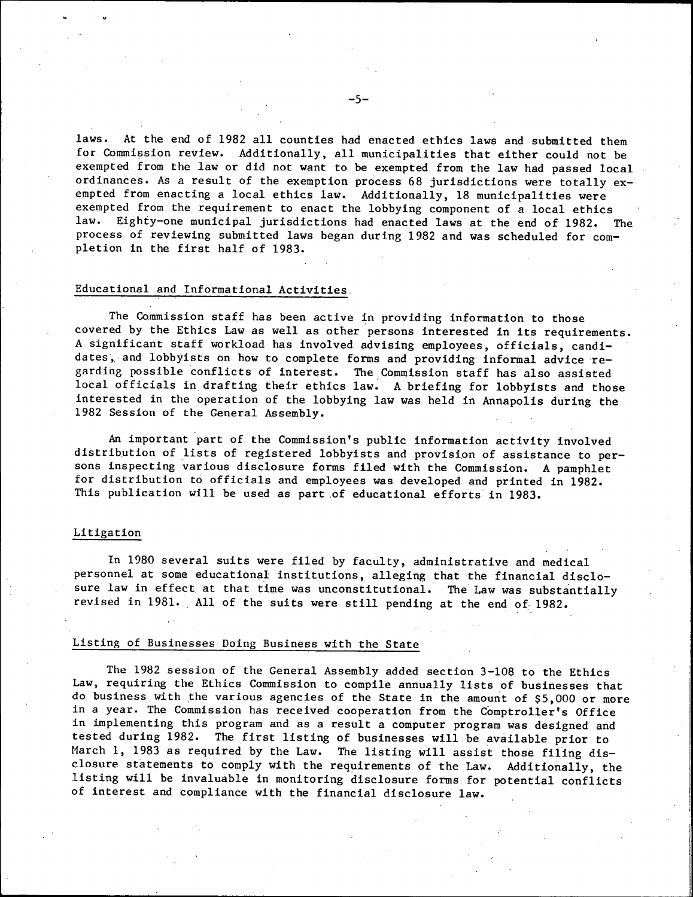laws. At the end of 1982 all counties had enacted ethics laws and submitted them for Commission review. Additionally, all municipalities that either could not be exempted from the law or did not want to be exempted from the law had passed local ordinances. As a result of the exemption process 68 jurisdictions were totally exempted from enacting a local ethics law. Additionally, 18 municipalities were exempted from the requirement to enact the lobbying component of a local ethics law. Eighty-one municipal jurisdictions had enacted laws at the end of 1982. The process of reviewing submitted laws began during 1982 and was scheduled for completion in the first half of 1983.

## Educational and Informational Activities

The Commission staff has been active in providing information to those covered by the Ethics Law as well as other persons interested in its requirements. A significant staff workload has involved advising employees, officials, candidates, and lobbyists on how to complete forms and providing informal advice regarding possible conflicts of interest. The Commission staff has also assisted local officials in drafting their ethics law. A briefing for lobbyists and those interested in the operation of the lobbying law was held in Annapolis during the 1982 Session of the General Assembly.

An important part of the Commission's public information activity involved distribution of lists of registered lobbyists and provision of assistance to persons inspecting various disclosure forms filed with the Commission. A pamphlet for distribution to officials and employees was developed and printed in 1982. This publication will be used as part of educational efforts in 1983.

## Litigation

In 1980 several suits were filed by faculty, administrative and medical personnel at some educational institutions, alleging that the financial disclosure law in effect at that time was unconstitutional. The Law was substantially revised in 1981. All of the suits were still pending at the end of 1982.

## Listing of Businesses Doing Business with the State

The 1982 session of the General Assembly added section 3-108 to the Ethics Law, requiring the Ethics Commission to compile annually lists of businesses that do business with the various agencies of the State in the amount of $5,000 or more in a year. The Commission has received cooperation from the Comptroller's Office in implementing this program and as a result a computer program was designed and tested during 1982. The first listing of businesses will be available prior to March 1, 1983 as required by the Law. The listing will assist those filing disclosure statements to comply with the requirements of the Law. Additionally, the listing will be invaluable in monitoring disclosure forms for potential conflicts of interest and compliance with the financial disclosure law.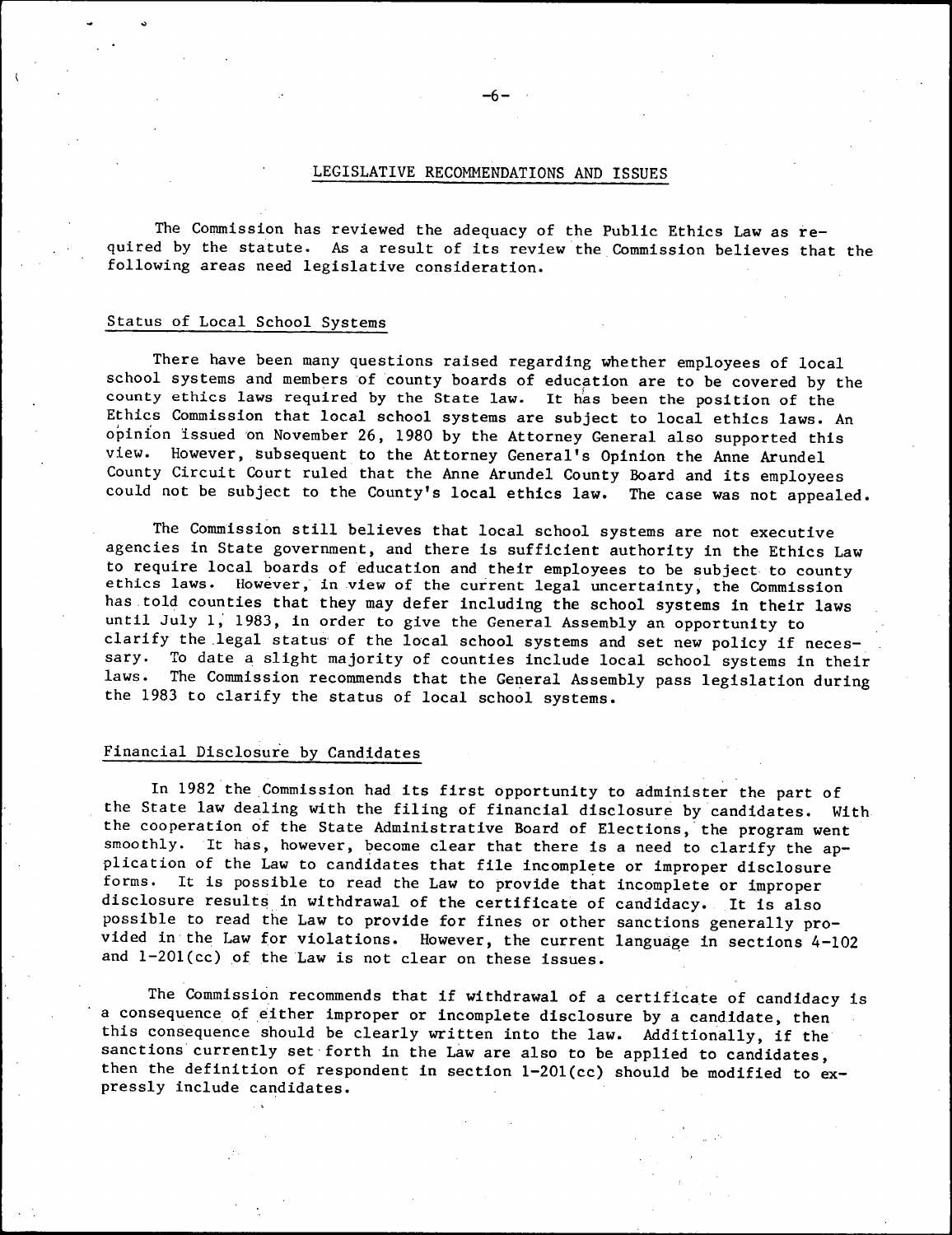## LEGISLATIVE RECOMMENDATIONS AND ISSUES

The Commission has reviewed the adequacy of the Public Ethics Law as required by the statute. As a result of its review the Commission believes that the following areas need legislative consideration.

### Status of Local School Systems

There have been many questions raised regarding whether employees of local school systems and members of county boards of education are to be covered by the county ethics laws required by the State law. It has been the position of the Ethics Commission that local school systems are subject to local ethics laws. An opinion issued on November 26, 1980 by the Attorney General also supported this view. However, subsequent to the Attorney General's Opinion the Anne Arundel County Circuit Court ruled that the Anne Arundel County Board and its employees could not be subject to the County's local ethics law. The case was not appealed.

The Commission still believes that local school systems are not executive agencies in State government, and there is sufficient authority in the Ethics Law to require local boards of education and their employees to be subject to county ethics laws. However, in view of the current legal uncertainty, the Commission has told counties that they may defer including the school systems in their laws until July 1, 1983, in order to give the General Assembly an opportunity to clarify the legal status of the local school systems and set new policy if necessary. To date a slight majority of counties include local school systems in their laws. The Commission recommends that the General Assembly pass legislation during the 1983 to clarify the status of local school systems.

### Financial Disclosure by Candidates

In 1982 the Commission had its first opportunity to administer the part of the State law dealing with the filing of financial disclosure by candidates. With the cooperation of the State Administrative Board of Elections, the program went smoothly. It has, however, become clear that there is a need to clarify the application of the Law to candidates that file incomplete or improper disclosure forms. It is possible to read the Law to provide that incomplete or improper disclosure results in withdrawal of the certificate of candidacy. It is also possible to read the Law to provide for fines or other sanctions generally provided in the Law for violations. However, the current language in sections 4-102 and 1-201(cc) of the Law is not clear on these issues.

The Commission recommends that if withdrawal of a certificate of candidacy is a consequence of either improper or incomplete disclosure by a candidate, then this consequence should be clearly written into the law. Additionally, if the sanctions currently set forth in the Law are also to be applied to candidates, then the definition of respondent in section 1-201(cc) should be modified to expressly include candidates.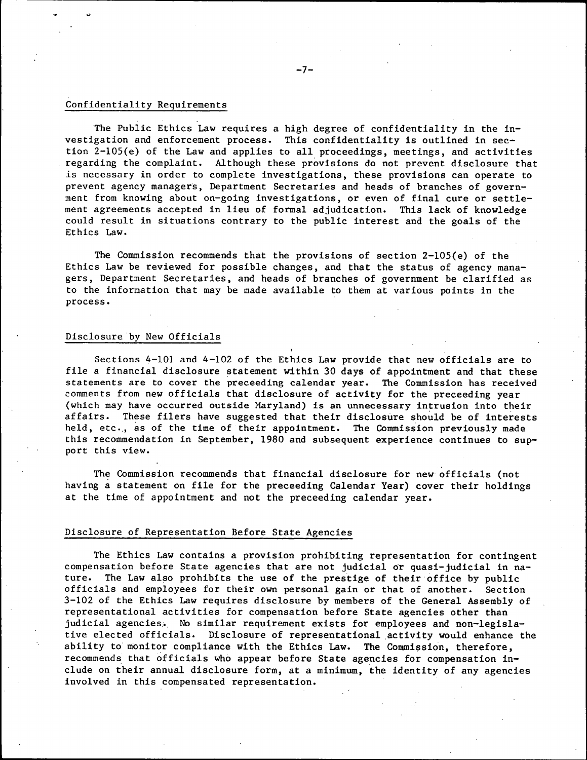## Confidentiality Requirements

The Public Ethics Law requires a high degree of confidentiality in the investigation and enforcement process. This confidentiality is outlined in section 2-105(e) of the Law and applies to all proceedings, meetings, and activities regarding the complaint. Although these provisions do not prevent disclosure that is necessary in order to complete investigations, these provisions can operate to prevent agency managers, Department Secretaries and heads of branches of government from knowing about on-going investigations, or even of final cure or settlement agreements accepted in lieu of formal adjudication. This lack of knowledge could result in situations contrary to the public interest and the goals of the Ethics Law.

The Commission recommends that the provisions of section 2-105(e) of the Ethics Law be reviewed for possible changes, and that the status of agency managers, Department Secretaries, and heads of branches of government be clarified as to the information that may be made available to them at various points in the process.

## Disclosure by New Officials

Sections 4-101 and 4-102 of the Ethics Law provide that new officials are to file a financial disclosure statement within 30 days of appointment and that these statements are to cover the preceeding calendar year. The Commission has received comments from new officials that disclosure of activity for the preceeding year (which may have occurred outside Maryland) is an unnecessary intrusion into their affairs. These filers have suggested that their disclosure should be of interests held, etc., as of the time of their appointment. The Commission previously made this recommendation in September, 1980 and subsequent experience continues to support this view.

The Commission recommends that financial disclosure for new officials (not having a statement on file for the preceeding Calendar Year) cover their holdings at the time of appointment and not the preceeding calendar year.

## Disclosure of Representation Before State Agencies

The Ethics Law contains a provision prohibiting representation for contingent compensation before State agencies that are not judicial or quasi-judicial in nature. The Law also prohibits the use of the prestige of their office by public officials and employees for their own personal gain or that of another. Section 3-102 of the Ethics Law requires disclosure by members of the General Assembly of representational activities for compensation before State agencies other than judicial agencies. No similar requirement exists for employees and non-legislative elected officials. Disclosure of representational activity would enhance the ability to monitor compliance with the Ethics Law. The Commission, therefore, recommends that officials who appear before State agencies for compensation include on their annual disclosure form, at a minimum, the identity of any agencies involved in this compensated representation.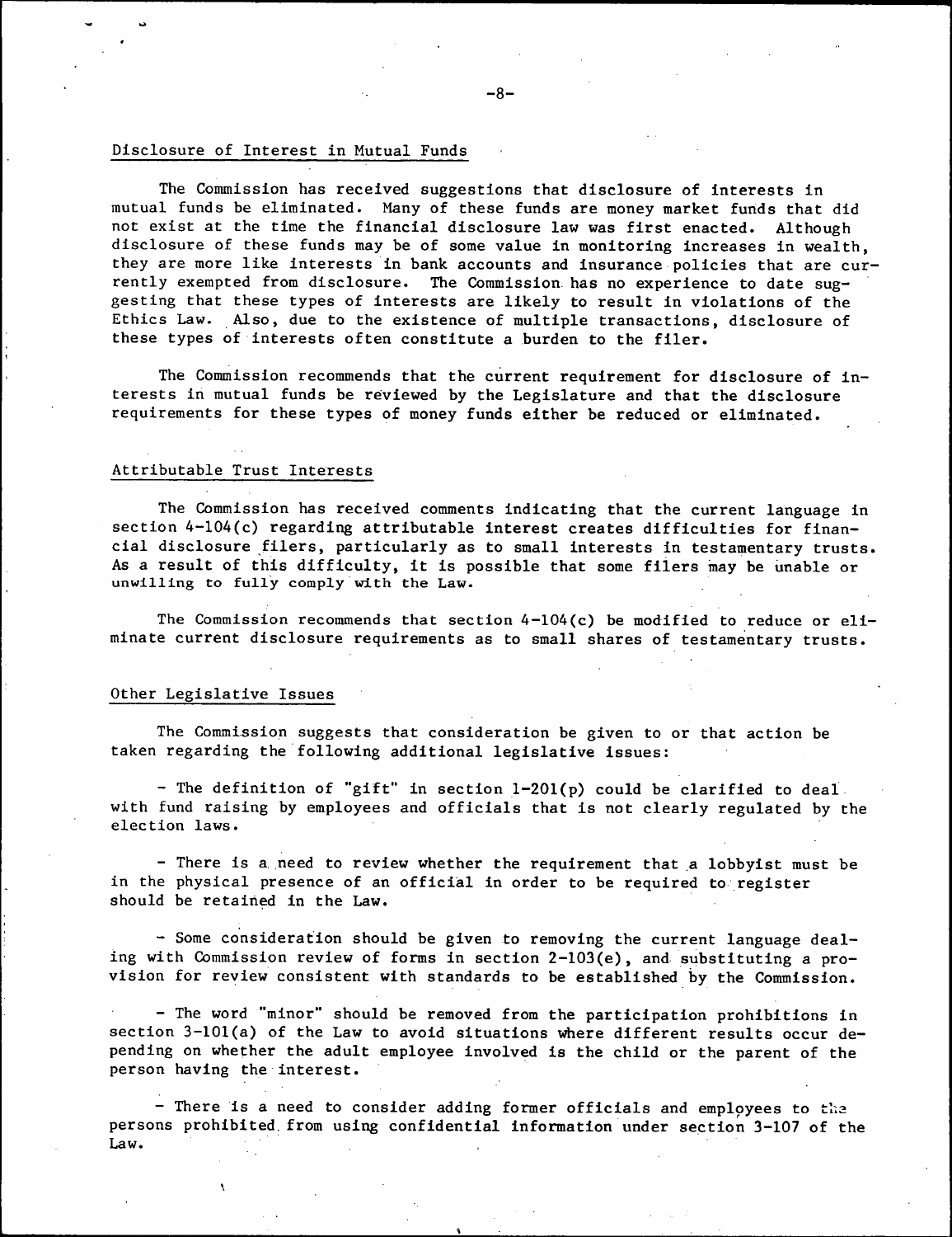## Disclosure of Interest in Mutual Funds

The Commission has received suggestions that disclosure of interests in mutual funds be eliminated. Many of these funds are money market funds that did not exist at the time the financial disclosure law was first enacted. Although disclosure of these funds may be of some value in monitoring increases in wealth, they are more like interests in bank accounts and insurance policies that are currently exempted from disclosure. The Commission has no experience to date suggesting that these types of interests are likely to result in violations of the Ethics Law. Also, due to the existence of multiple transactions, disclosure of these types of interests often constitute a burden to the filer.

The Commission recommends that the current requirement for disclosure of interests in mutual funds be reviewed by the Legislature and that the disclosure requirements for these types of money funds either be reduced or eliminated.

## Attributable Trust Interests

The Commission has received comments indicating that the current language in section 4-104(c) regarding attributable interest creates difficulties for financial disclosure filers, particularly as to small interests in testamentary trusts. As a result of this difficulty, it is possible that some filers may be unable or unwilling to fully comply with the Law.

The Commission recommends that section 4-104(c) be modified to reduce or eliminate current disclosure requirements as to small shares of testamentary trusts.

## Other Legislative Issues

The Commission suggests that consideration be given to or that action be taken regarding the following additional legislative issues:

- The definition of "gift" in section 1-201(p) could be clarified to deal with fund raising by employees and officials that is not clearly regulated by the election laws.

- There is a need to review whether the requirement that a lobbyist must be in the physical presence of an official in order to be required to register should be retained in the Law.

- Some consideration should be given to removing the current language dealing with Commission review of forms in section 2-103(e), and substituting a provision for review consistent with standards to be established by the Commission.

- The word "minor" should be removed from the participation prohibitions in section 3-101(a) of the Law to avoid situations where different results occur depending on whether the adult employee involved is the child or the parent of the person having the interest.

- There is a need to consider adding former officials and employees to the persons prohibited from using confidential information under section 3-107 of the Law.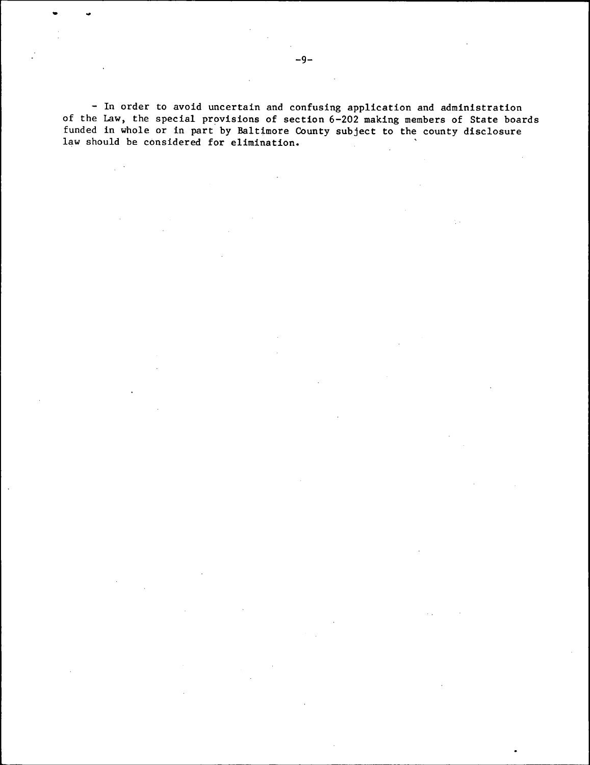- In order to avoid uncertain and confusing application and administration of the Law, the special provisions of section 6-202 making members of State boards funded in whole or in part by Baltimore County subject to the county disclosure law should be considered for elimination.